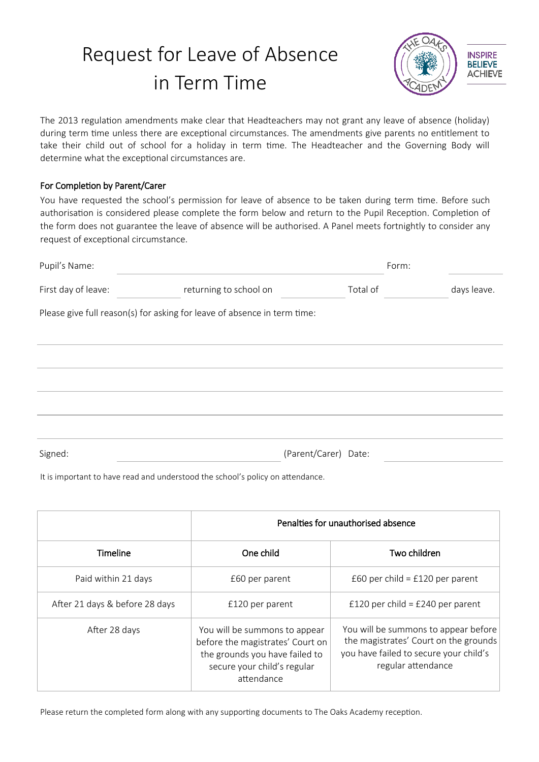# Request for Leave of Absence in Term Time

INSPIRE
BELIEVE
ACHIEVE

The 2013 regulation amendments make clear that Headteachers may not grant any leave of absence (holiday) during term time unless there are exceptional circumstances. The amendments give parents no entitlement to take their child out of school for a holiday in term time. The Headteacher and the Governing Body will determine what the exceptional circumstances are.

## For Completion by Parent/Carer

You have requested the school's permission for leave of absence to be taken during term time. Before such authorisation is considered please complete the form below and return to the Pupil Reception. Completion of the form does not guarantee the leave of absence will be authorised. A Panel meets fortnightly to consider any request of exceptional circumstance.

Pupil's Name: ______________________________ Form: __________

First day of leave: __________ returning to school on __________ Total of __________ days leave.

Please give full reason(s) for asking for leave of absence in term time:

______________________________________________________________________

______________________________________________________________________

______________________________________________________________________

______________________________________________________________________

______________________________________________________________________

Signed: ______________________________ (Parent/Carer) Date: __________

It is important to have read and understood the school's policy on attendance.

| | Penalties for unauthorised absence | |
|---|---|---|
| **Timeline** | **One child** | **Two children** |
| Paid within 21 days | £60 per parent | £60 per child = £120 per parent |
| After 21 days & before 28 days | £120 per parent | £120 per child = £240 per parent |
| After 28 days | You will be summons to appear before the magistrates' Court on the grounds you have failed to secure your child's regular attendance | You will be summons to appear before the magistrates' Court on the grounds you have failed to secure your child's regular attendance |

Please return the completed form along with any supporting documents to The Oaks Academy reception.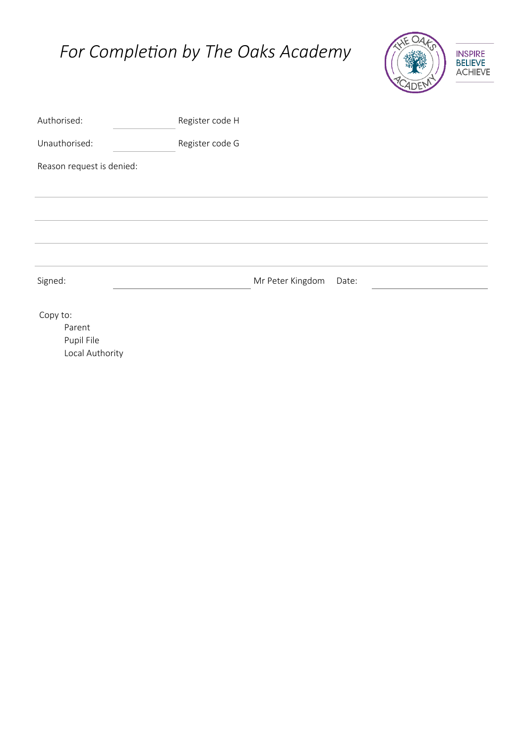# *For Completion by The Oaks Academy*

INSPIRE
BELIEVE
ACHIEVE

Authorised: ____________ Register code H

Unauthorised: ____________ Register code G

Reason request is denied:

______________________________________________________________________

______________________________________________________________________

______________________________________________________________________

______________________________________________________________________

Signed: ______________________ Mr Peter Kingdom Date: ______________________

Copy to:

- Parent
- Pupil File
- Local Authority